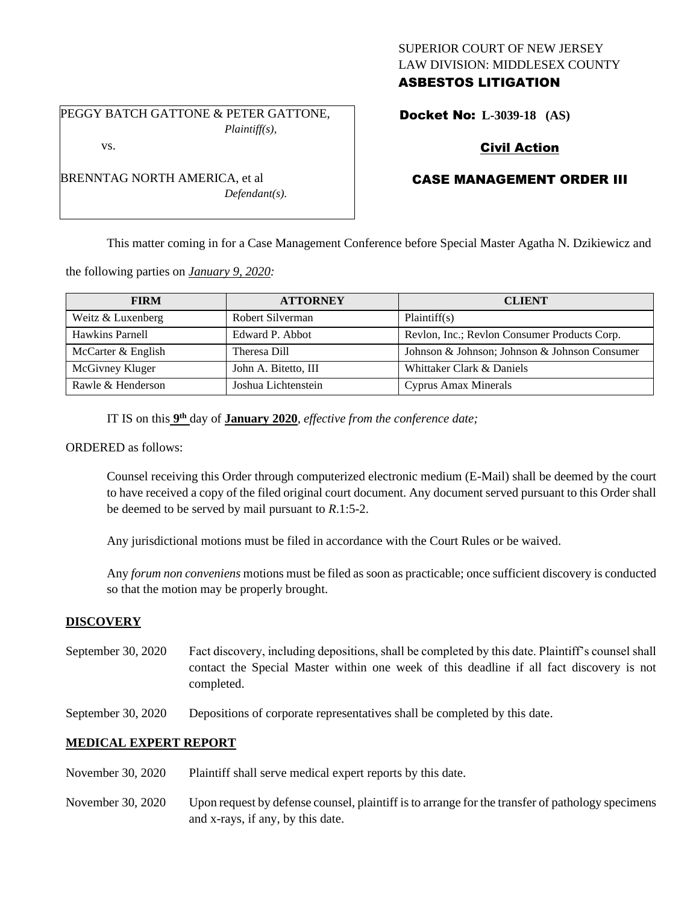SUPERIOR COURT OF NEW JERSEY
LAW DIVISION: MIDDLESEX COUNTY
**ASBESTOS LITIGATION**

PEGGY BATCH GATTONE & PETER GATTONE,
*Plaintiff(s),*

vs.

BRENNTAG NORTH AMERICA, et al
*Defendant(s).*

**Docket No: L-3039-18 (AS)**

**Civil Action**

**CASE MANAGEMENT ORDER III**

This matter coming in for a Case Management Conference before Special Master Agatha N. Dzikiewicz and the following parties on *January 9, 2020:*

| FIRM | ATTORNEY | CLIENT |
|---|---|---|
| Weitz & Luxenberg | Robert Silverman | Plaintiff(s) |
| Hawkins Parnell | Edward P. Abbot | Revlon, Inc.; Revlon Consumer Products Corp. |
| McCarter & English | Theresa Dill | Johnson & Johnson; Johnson & Johnson Consumer |
| McGivney Kluger | John A. Bitetto, III | Whittaker Clark & Daniels |
| Rawle & Henderson | Joshua Lichtenstein | Cyprus Amax Minerals |

IT IS on this **9th** day of **January 2020**, *effective from the conference date;*

ORDERED as follows:

Counsel receiving this Order through computerized electronic medium (E-Mail) shall be deemed by the court to have received a copy of the filed original court document. Any document served pursuant to this Order shall be deemed to be served by mail pursuant to *R*.1:5-2.

Any jurisdictional motions must be filed in accordance with the Court Rules or be waived.

Any *forum non conveniens* motions must be filed as soon as practicable; once sufficient discovery is conducted so that the motion may be properly brought.

## DISCOVERY

September 30, 2020 — Fact discovery, including depositions, shall be completed by this date. Plaintiff's counsel shall contact the Special Master within one week of this deadline if all fact discovery is not completed.

September 30, 2020 — Depositions of corporate representatives shall be completed by this date.

## MEDICAL EXPERT REPORT

November 30, 2020 — Plaintiff shall serve medical expert reports by this date.

November 30, 2020 — Upon request by defense counsel, plaintiff is to arrange for the transfer of pathology specimens and x-rays, if any, by this date.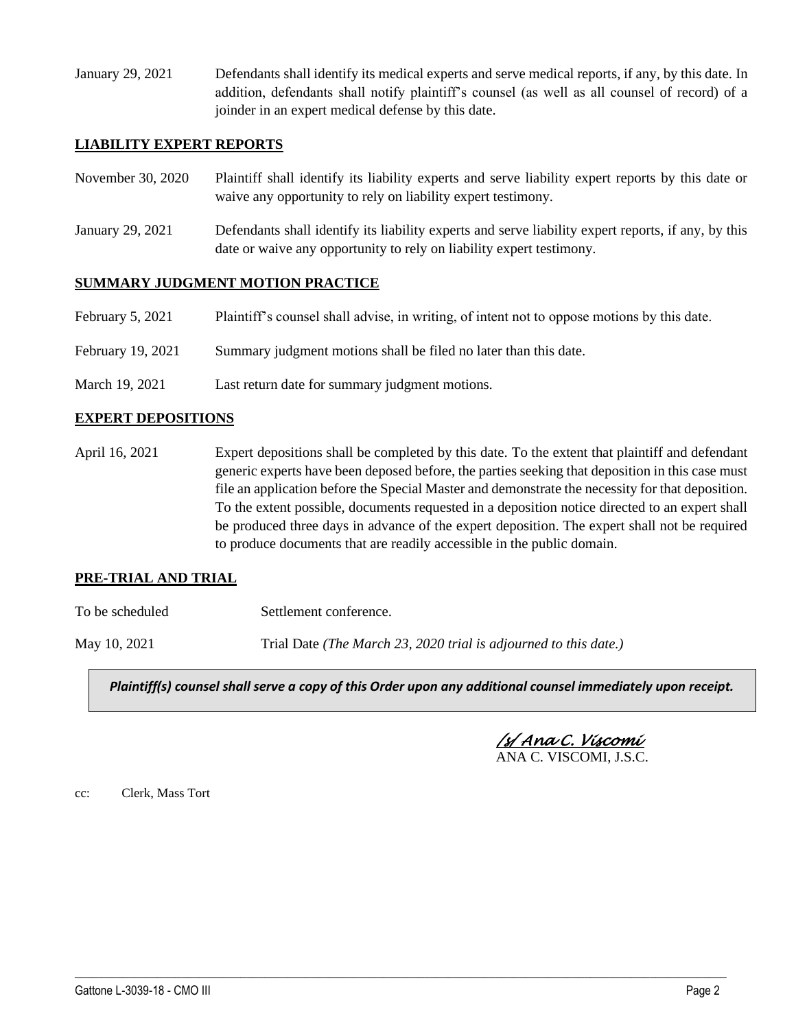| | |
|---|---|
| January 29, 2021 | Defendants shall identify its medical experts and serve medical reports, if any, by this date. In addition, defendants shall notify plaintiff's counsel (as well as all counsel of record) of a joinder in an expert medical defense by this date. |

**LIABILITY EXPERT REPORTS**

| | |
|---|---|
| November 30, 2020 | Plaintiff shall identify its liability experts and serve liability expert reports by this date or waive any opportunity to rely on liability expert testimony. |
| January 29, 2021 | Defendants shall identify its liability experts and serve liability expert reports, if any, by this date or waive any opportunity to rely on liability expert testimony. |

**SUMMARY JUDGMENT MOTION PRACTICE**

| | |
|---|---|
| February 5, 2021 | Plaintiff's counsel shall advise, in writing, of intent not to oppose motions by this date. |
| February 19, 2021 | Summary judgment motions shall be filed no later than this date. |
| March 19, 2021 | Last return date for summary judgment motions. |

**EXPERT DEPOSITIONS**

| | |
|---|---|
| April 16, 2021 | Expert depositions shall be completed by this date. To the extent that plaintiff and defendant generic experts have been deposed before, the parties seeking that deposition in this case must file an application before the Special Master and demonstrate the necessity for that deposition. To the extent possible, documents requested in a deposition notice directed to an expert shall be produced three days in advance of the expert deposition. The expert shall not be required to produce documents that are readily accessible in the public domain. |

**PRE-TRIAL AND TRIAL**

| | |
|---|---|
| To be scheduled | Settlement conference. |
| May 10, 2021 | Trial Date *(The March 23, 2020 trial is adjourned to this date.)* |

***Plaintiff(s) counsel shall serve a copy of this Order upon any additional counsel immediately upon receipt.***

*/s/ Ana C. Viscomi*
ANA C. VISCOMI, J.S.C.

cc: Clerk, Mass Tort